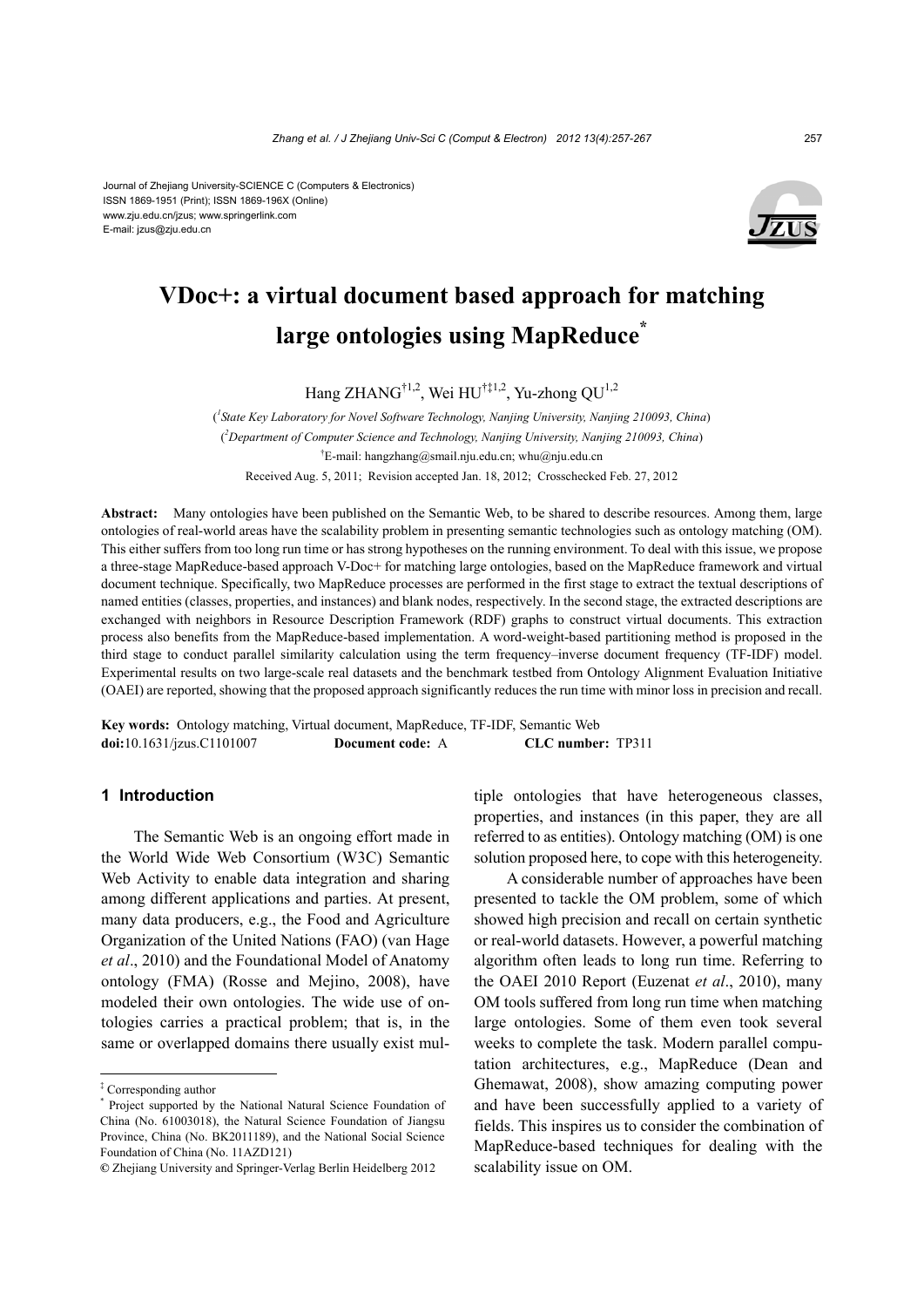Journal of Zhejiang University-SCIENCE C (Computers & Electronics)
ISSN 1869-1951 (Print); ISSN 1869-196X (Online)
www.zju.edu.cn/jzus; www.springerlink.com
E-mail: jzus@zju.edu.cn

# VDoc+: a virtual document based approach for matching large ontologies using MapReduce[*]

Hang ZHANG[†1,2], Wei HU[†‡1,2], Yu-zhong QU[1,2]

([1]*State Key Laboratory for Novel Software Technology, Nanjing University, Nanjing 210093, China*)

([2]*Department of Computer Science and Technology, Nanjing University, Nanjing 210093, China*)

[†]E-mail: hangzhang@smail.nju.edu.cn; whu@nju.edu.cn

Received Aug. 5, 2011; Revision accepted Jan. 18, 2012; Crosschecked Feb. 27, 2012

**Abstract:** Many ontologies have been published on the Semantic Web, to be shared to describe resources. Among them, large ontologies of real-world areas have the scalability problem in presenting semantic technologies such as ontology matching (OM). This either suffers from too long run time or has strong hypotheses on the running environment. To deal with this issue, we propose a three-stage MapReduce-based approach V-Doc+ for matching large ontologies, based on the MapReduce framework and virtual document technique. Specifically, two MapReduce processes are performed in the first stage to extract the textual descriptions of named entities (classes, properties, and instances) and blank nodes, respectively. In the second stage, the extracted descriptions are exchanged with neighbors in Resource Description Framework (RDF) graphs to construct virtual documents. This extraction process also benefits from the MapReduce-based implementation. A word-weight-based partitioning method is proposed in the third stage to conduct parallel similarity calculation using the term frequency–inverse document frequency (TF-IDF) model. Experimental results on two large-scale real datasets and the benchmark testbed from Ontology Alignment Evaluation Initiative (OAEI) are reported, showing that the proposed approach significantly reduces the run time with minor loss in precision and recall.

**Key words:** Ontology matching, Virtual document, MapReduce, TF-IDF, Semantic Web
**doi:**10.1631/jzus.C1101007 **Document code:** A **CLC number:** TP311

## 1 Introduction

The Semantic Web is an ongoing effort made in the World Wide Web Consortium (W3C) Semantic Web Activity to enable data integration and sharing among different applications and parties. At present, many data producers, e.g., the Food and Agriculture Organization of the United Nations (FAO) (van Hage *et al*., 2010) and the Foundational Model of Anatomy ontology (FMA) (Rosse and Mejino, 2008), have modeled their own ontologies. The wide use of ontologies carries a practical problem; that is, in the same or overlapped domains there usually exist multiple ontologies that have heterogeneous classes, properties, and instances (in this paper, they are all referred to as entities). Ontology matching (OM) is one solution proposed here, to cope with this heterogeneity.

A considerable number of approaches have been presented to tackle the OM problem, some of which showed high precision and recall on certain synthetic or real-world datasets. However, a powerful matching algorithm often leads to long run time. Referring to the OAEI 2010 Report (Euzenat *et al*., 2010), many OM tools suffered from long run time when matching large ontologies. Some of them even took several weeks to complete the task. Modern parallel computation architectures, e.g., MapReduce (Dean and Ghemawat, 2008), show amazing computing power and have been successfully applied to a variety of fields. This inspires us to consider the combination of MapReduce-based techniques for dealing with the scalability issue on OM.

---

[‡] Corresponding author

[*] Project supported by the National Natural Science Foundation of China (No. 61003018), the Natural Science Foundation of Jiangsu Province, China (No. BK2011189), and the National Social Science Foundation of China (No. 11AZD121)

© Zhejiang University and Springer-Verlag Berlin Heidelberg 2012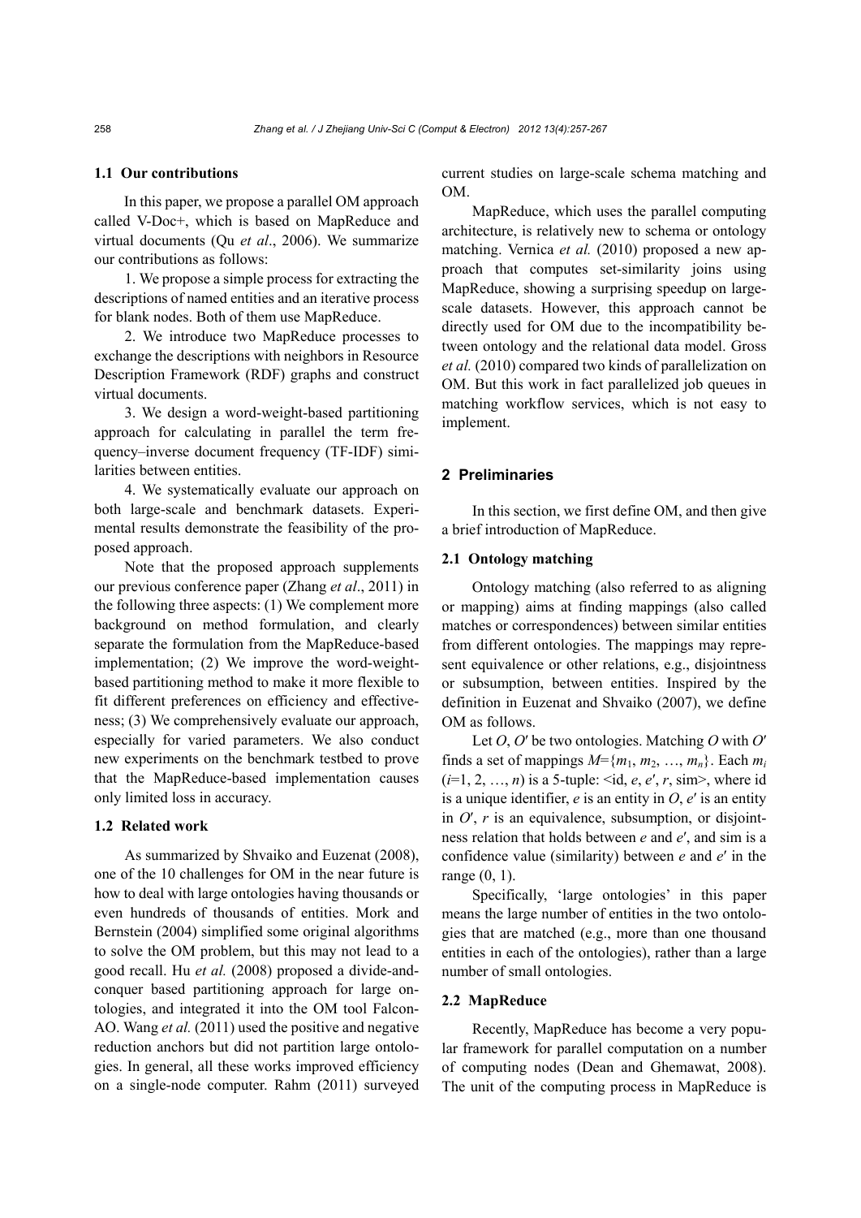### 1.1 Our contributions

In this paper, we propose a parallel OM approach called V-Doc+, which is based on MapReduce and virtual documents (Qu *et al*., 2006). We summarize our contributions as follows:

1. We propose a simple process for extracting the descriptions of named entities and an iterative process for blank nodes. Both of them use MapReduce.

2. We introduce two MapReduce processes to exchange the descriptions with neighbors in Resource Description Framework (RDF) graphs and construct virtual documents.

3. We design a word-weight-based partitioning approach for calculating in parallel the term frequency–inverse document frequency (TF-IDF) similarities between entities.

4. We systematically evaluate our approach on both large-scale and benchmark datasets. Experimental results demonstrate the feasibility of the proposed approach.

Note that the proposed approach supplements our previous conference paper (Zhang *et al*., 2011) in the following three aspects: (1) We complement more background on method formulation, and clearly separate the formulation from the MapReduce-based implementation; (2) We improve the word-weight-based partitioning method to make it more flexible to fit different preferences on efficiency and effectiveness; (3) We comprehensively evaluate our approach, especially for varied parameters. We also conduct new experiments on the benchmark testbed to prove that the MapReduce-based implementation causes only limited loss in accuracy.

### 1.2 Related work

As summarized by Shvaiko and Euzenat (2008), one of the 10 challenges for OM in the near future is how to deal with large ontologies having thousands or even hundreds of thousands of entities. Mork and Bernstein (2004) simplified some original algorithms to solve the OM problem, but this may not lead to a good recall. Hu *et al.* (2008) proposed a divide-and-conquer based partitioning approach for large ontologies, and integrated it into the OM tool Falcon-AO. Wang *et al.* (2011) used the positive and negative reduction anchors but did not partition large ontologies. In general, all these works improved efficiency on a single-node computer. Rahm (2011) surveyed current studies on large-scale schema matching and OM.

MapReduce, which uses the parallel computing architecture, is relatively new to schema or ontology matching. Vernica *et al.* (2010) proposed a new approach that computes set-similarity joins using MapReduce, showing a surprising speedup on large-scale datasets. However, this approach cannot be directly used for OM due to the incompatibility between ontology and the relational data model. Gross *et al.* (2010) compared two kinds of parallelization on OM. But this work in fact parallelized job queues in matching workflow services, which is not easy to implement.

## 2 Preliminaries

In this section, we first define OM, and then give a brief introduction of MapReduce.

### 2.1 Ontology matching

Ontology matching (also referred to as aligning or mapping) aims at finding mappings (also called matches or correspondences) between similar entities from different ontologies. The mappings may represent equivalence or other relations, e.g., disjointness or subsumption, between entities. Inspired by the definition in Euzenat and Shvaiko (2007), we define OM as follows.

Let $O$, $O'$ be two ontologies. Matching $O$ with $O'$ finds a set of mappings $M=\{m_1, m_2, \ldots, m_n\}$. Each $m_i$ ($i$=1, 2, …, $n$) is a 5-tuple: <id, $e$, $e'$, $r$, sim>, where id is a unique identifier, $e$ is an entity in $O$, $e'$ is an entity in $O'$, $r$ is an equivalence, subsumption, or disjointness relation that holds between $e$ and $e'$, and sim is a confidence value (similarity) between $e$ and $e'$ in the range (0, 1).

Specifically, 'large ontologies' in this paper means the large number of entities in the two ontologies that are matched (e.g., more than one thousand entities in each of the ontologies), rather than a large number of small ontologies.

### 2.2 MapReduce

Recently, MapReduce has become a very popular framework for parallel computation on a number of computing nodes (Dean and Ghemawat, 2008). The unit of the computing process in MapReduce is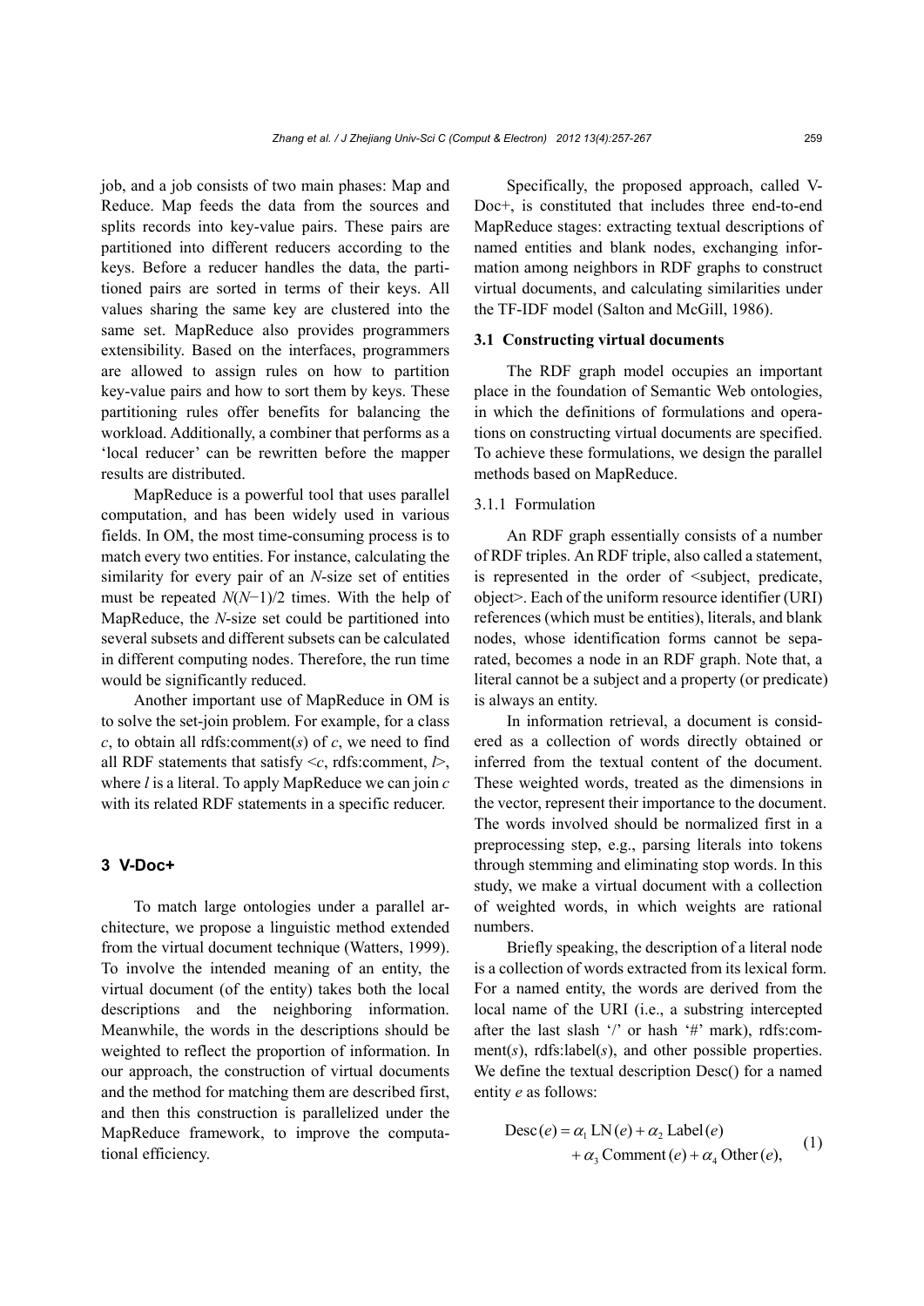job, and a job consists of two main phases: Map and Reduce. Map feeds the data from the sources and splits records into key-value pairs. These pairs are partitioned into different reducers according to the keys. Before a reducer handles the data, the partitioned pairs are sorted in terms of their keys. All values sharing the same key are clustered into the same set. MapReduce also provides programmers extensibility. Based on the interfaces, programmers are allowed to assign rules on how to partition key-value pairs and how to sort them by keys. These partitioning rules offer benefits for balancing the workload. Additionally, a combiner that performs as a 'local reducer' can be rewritten before the mapper results are distributed.

MapReduce is a powerful tool that uses parallel computation, and has been widely used in various fields. In OM, the most time-consuming process is to match every two entities. For instance, calculating the similarity for every pair of an $N$-size set of entities must be repeated $N(N-1)/2$ times. With the help of MapReduce, the $N$-size set could be partitioned into several subsets and different subsets can be calculated in different computing nodes. Therefore, the run time would be significantly reduced.

Another important use of MapReduce in OM is to solve the set-join problem. For example, for a class $c$, to obtain all rdfs:comment($s$) of $c$, we need to find all RDF statements that satisfy <$c$, rdfs:comment, $l$>, where $l$ is a literal. To apply MapReduce we can join $c$ with its related RDF statements in a specific reducer.

## 3 V-Doc+

To match large ontologies under a parallel architecture, we propose a linguistic method extended from the virtual document technique (Watters, 1999). To involve the intended meaning of an entity, the virtual document (of the entity) takes both the local descriptions and the neighboring information. Meanwhile, the words in the descriptions should be weighted to reflect the proportion of information. In our approach, the construction of virtual documents and the method for matching them are described first, and then this construction is parallelized under the MapReduce framework, to improve the computational efficiency.

Specifically, the proposed approach, called V-Doc+, is constituted that includes three end-to-end MapReduce stages: extracting textual descriptions of named entities and blank nodes, exchanging information among neighbors in RDF graphs to construct virtual documents, and calculating similarities under the TF-IDF model (Salton and McGill, 1986).

### 3.1 Constructing virtual documents

The RDF graph model occupies an important place in the foundation of Semantic Web ontologies, in which the definitions of formulations and operations on constructing virtual documents are specified. To achieve these formulations, we design the parallel methods based on MapReduce.

#### 3.1.1 Formulation

An RDF graph essentially consists of a number of RDF triples. An RDF triple, also called a statement, is represented in the order of <subject, predicate, object>. Each of the uniform resource identifier (URI) references (which must be entities), literals, and blank nodes, whose identification forms cannot be separated, becomes a node in an RDF graph. Note that, a literal cannot be a subject and a property (or predicate) is always an entity.

In information retrieval, a document is considered as a collection of words directly obtained or inferred from the textual content of the document. These weighted words, treated as the dimensions in the vector, represent their importance to the document. The words involved should be normalized first in a preprocessing step, e.g., parsing literals into tokens through stemming and eliminating stop words. In this study, we make a virtual document with a collection of weighted words, in which weights are rational numbers.

Briefly speaking, the description of a literal node is a collection of words extracted from its lexical form. For a named entity, the words are derived from the local name of the URI (i.e., a substring intercepted after the last slash '/' or hash '#' mark), rdfs:comment($s$), rdfs:label($s$), and other possible properties. We define the textual description Desc() for a named entity $e$ as follows:

$$\mathrm{Desc}(e) = \alpha_1\,\mathrm{LN}(e) + \alpha_2\,\mathrm{Label}(e) + \alpha_3\,\mathrm{Comment}(e) + \alpha_4\,\mathrm{Other}(e), \tag{1}$$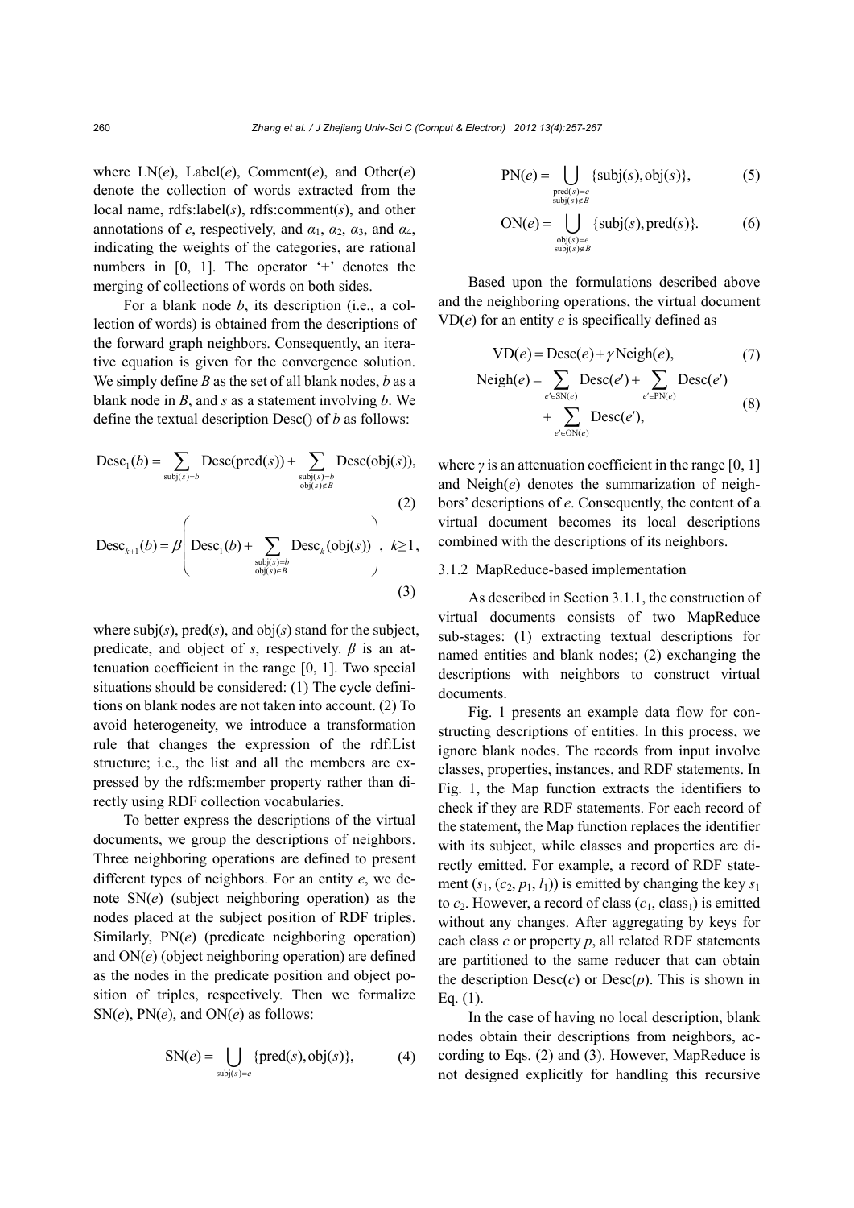where LN($e$), Label($e$), Comment($e$), and Other($e$) denote the collection of words extracted from the local name, rdfs:label($s$), rdfs:comment($s$), and other annotations of $e$, respectively, and $\alpha_1$, $\alpha_2$, $\alpha_3$, and $\alpha_4$, indicating the weights of the categories, are rational numbers in [0, 1]. The operator '+' denotes the merging of collections of words on both sides.

For a blank node $b$, its description (i.e., a collection of words) is obtained from the descriptions of the forward graph neighbors. Consequently, an iterative equation is given for the convergence solution. We simply define $B$ as the set of all blank nodes, $b$ as a blank node in $B$, and $s$ as a statement involving $b$. We define the textual description Desc() of $b$ as follows:

$$\mathrm{Desc}_1(b) = \sum_{\mathrm{subj}(s)=b} \mathrm{Desc}(\mathrm{pred}(s)) + \sum_{\substack{\mathrm{subj}(s)=b \\ \mathrm{obj}(s)\notin B}} \mathrm{Desc}(\mathrm{obj}(s)), \tag{2}$$

$$\mathrm{Desc}_{k+1}(b) = \beta\left(\mathrm{Desc}_1(b) + \sum_{\substack{\mathrm{subj}(s)=b \\ \mathrm{obj}(s)\in B}} \mathrm{Desc}_k(\mathrm{obj}(s))\right), \ k\geq 1, \tag{3}$$

where subj($s$), pred($s$), and obj($s$) stand for the subject, predicate, and object of $s$, respectively. $\beta$ is an attenuation coefficient in the range [0, 1]. Two special situations should be considered: (1) The cycle definitions on blank nodes are not taken into account. (2) To avoid heterogeneity, we introduce a transformation rule that changes the expression of the rdf:List structure; i.e., the list and all the members are expressed by the rdfs:member property rather than directly using RDF collection vocabularies.

To better express the descriptions of the virtual documents, we group the descriptions of neighbors. Three neighboring operations are defined to present different types of neighbors. For an entity $e$, we denote SN($e$) (subject neighboring operation) as the nodes placed at the subject position of RDF triples. Similarly, PN($e$) (predicate neighboring operation) and ON($e$) (object neighboring operation) are defined as the nodes in the predicate position and object position of triples, respectively. Then we formalize SN($e$), PN($e$), and ON($e$) as follows:

$$\mathrm{SN}(e) = \bigcup_{\mathrm{subj}(s)=e} \{\mathrm{pred}(s), \mathrm{obj}(s)\}, \tag{4}$$

$$\mathrm{PN}(e) = \bigcup_{\substack{\mathrm{pred}(s)=e \\ \mathrm{subj}(s)\notin B}} \{\mathrm{subj}(s), \mathrm{obj}(s)\}, \tag{5}$$

$$\mathrm{ON}(e) = \bigcup_{\substack{\mathrm{obj}(s)=e \\ \mathrm{subj}(s)\notin B}} \{\mathrm{subj}(s), \mathrm{pred}(s)\}. \tag{6}$$

Based upon the formulations described above and the neighboring operations, the virtual document VD($e$) for an entity $e$ is specifically defined as

$$\mathrm{VD}(e) = \mathrm{Desc}(e) + \gamma\,\mathrm{Neigh}(e), \tag{7}$$

$$\mathrm{Neigh}(e) = \sum_{e'\in \mathrm{SN}(e)} \mathrm{Desc}(e') + \sum_{e'\in \mathrm{PN}(e)} \mathrm{Desc}(e') + \sum_{e'\in \mathrm{ON}(e)} \mathrm{Desc}(e'), \tag{8}$$

where $\gamma$ is an attenuation coefficient in the range [0, 1] and Neigh($e$) denotes the summarization of neighbors' descriptions of $e$. Consequently, the content of a virtual document becomes its local descriptions combined with the descriptions of its neighbors.

### 3.1.2 MapReduce-based implementation

As described in Section 3.1.1, the construction of virtual documents consists of two MapReduce sub-stages: (1) extracting textual descriptions for named entities and blank nodes; (2) exchanging the descriptions with neighbors to construct virtual documents.

Fig. 1 presents an example data flow for constructing descriptions of entities. In this process, we ignore blank nodes. The records from input involve classes, properties, instances, and RDF statements. In Fig. 1, the Map function extracts the identifiers to check if they are RDF statements. For each record of the statement, the Map function replaces the identifier with its subject, while classes and properties are directly emitted. For example, a record of RDF statement ($s_1$, ($c_2$, $p_1$, $l_1$)) is emitted by changing the key $s_1$ to $c_2$. However, a record of class ($c_1$, class$_1$) is emitted without any changes. After aggregating by keys for each class $c$ or property $p$, all related RDF statements are partitioned to the same reducer that can obtain the description Desc($c$) or Desc($p$). This is shown in Eq. (1).

In the case of having no local description, blank nodes obtain their descriptions from neighbors, according to Eqs. (2) and (3). However, MapReduce is not designed explicitly for handling this recursive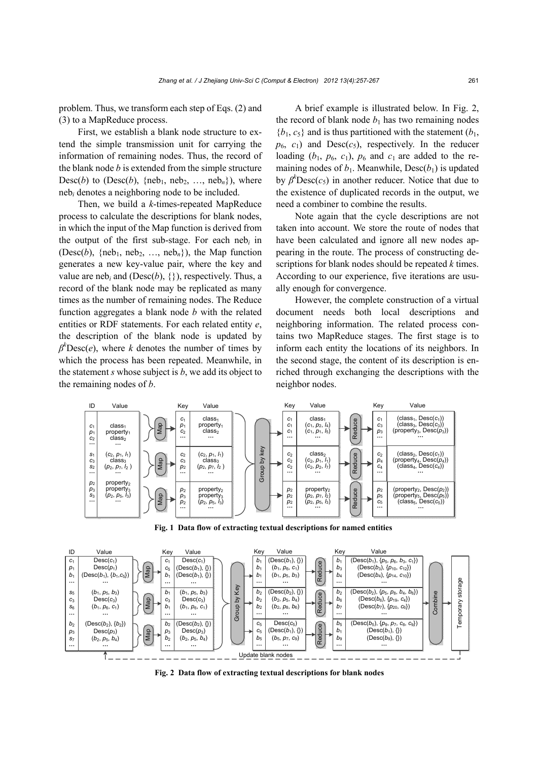problem. Thus, we transform each step of Eqs. (2) and (3) to a MapReduce process.

First, we establish a blank node structure to extend the simple transmission unit for carrying the information of remaining nodes. Thus, the record of the blank node $b$ is extended from the simple structure Desc($b$) to (Desc($b$), {$\text{neb}_1$, $\text{neb}_2$, …, $\text{neb}_n$}), where $\text{neb}_i$ denotes a neighboring node to be included.

Then, we build a $k$-times-repeated MapReduce process to calculate the descriptions for blank nodes, in which the input of the Map function is derived from the output of the first sub-stage. For each $\text{neb}_i$ in (Desc($b$), {$\text{neb}_1$, $\text{neb}_2$, …, $\text{neb}_n$}), the Map function generates a new key-value pair, where the key and value are $\text{neb}_i$ and (Desc($b$), {}), respectively. Thus, a record of the blank node may be replicated as many times as the number of remaining nodes. The Reduce function aggregates a blank node $b$ with the related entities or RDF statements. For each related entity $e$, the description of the blank node is updated by $\beta^k$Desc($e$), where $k$ denotes the number of times by which the process has been repeated. Meanwhile, in the statement $s$ whose subject is $b$, we add its object to the remaining nodes of $b$.

A brief example is illustrated below. In Fig. 2, the record of blank node $b_1$ has two remaining nodes {$b_1$, $c_5$} and is thus partitioned with the statement ($b_1$, $p_6$, $c_1$) and Desc($c_5$), respectively. In the reducer loading ($b_1$, $p_6$, $c_1$), $p_6$ and $c_1$ are added to the remaining nodes of $b_1$. Meanwhile, Desc($b_1$) is updated by $\beta^k$Desc($c_5$) in another reducer. Notice that due to the existence of duplicated records in the output, we need a combiner to combine the results.

Note again that the cycle descriptions are not taken into account. We store the route of nodes that have been calculated and ignore all new nodes appearing in the route. The process of constructing descriptions for blank nodes should be repeated $k$ times. According to our experience, five iterations are usually enough for convergence.

However, the complete construction of a virtual document needs both local descriptions and neighboring information. The related process contains two MapReduce stages. The first stage is to inform each entity the locations of its neighbors. In the second stage, the content of its description is enriched through exchanging the descriptions with the neighbor nodes.

**Fig. 1 Data flow of extracting textual descriptions for named entities**

**Fig. 2 Data flow of extracting textual descriptions for blank nodes**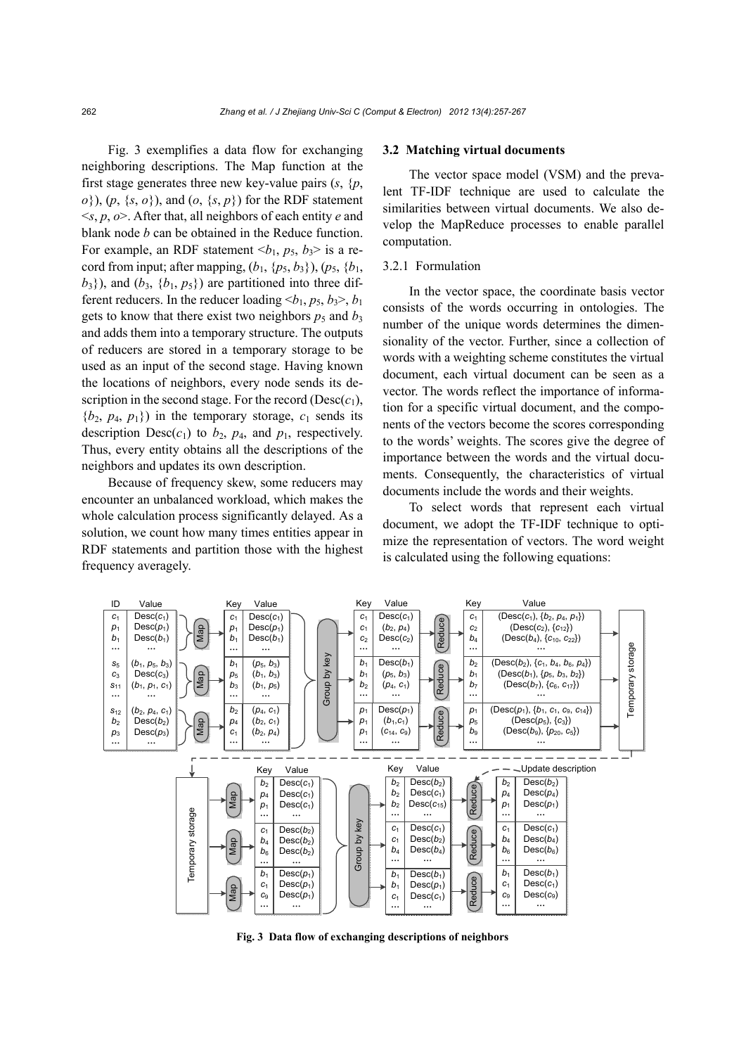Fig. 3 exemplifies a data flow for exchanging neighboring descriptions. The Map function at the first stage generates three new key-value pairs ($s$, {$p$, $o$}), ($p$, {$s$, $o$}), and ($o$, {$s$, $p$}) for the RDF statement <$s$, $p$, $o$>. After that, all neighbors of each entity $e$ and blank node $b$ can be obtained in the Reduce function. For example, an RDF statement <$b_1$, $p_5$, $b_3$> is a record from input; after mapping, ($b_1$, {$p_5$, $b_3$}), ($p_5$, {$b_1$, $b_3$}), and ($b_3$, {$b_1$, $p_5$}) are partitioned into three different reducers. In the reducer loading <$b_1$, $p_5$, $b_3$>, $b_1$ gets to know that there exist two neighbors $p_5$ and $b_3$ and adds them into a temporary structure. The outputs of reducers are stored in a temporary storage to be used as an input of the second stage. Having known the locations of neighbors, every node sends its description in the second stage. For the record (Desc($c_1$), {$b_2$, $p_4$, $p_1$}) in the temporary storage, $c_1$ sends its description Desc($c_1$) to $b_2$, $p_4$, and $p_1$, respectively. Thus, every entity obtains all the descriptions of the neighbors and updates its own description.

Because of frequency skew, some reducers may encounter an unbalanced workload, which makes the whole calculation process significantly delayed. As a solution, we count how many times entities appear in RDF statements and partition those with the highest frequency averagely.

### 3.2 Matching virtual documents

The vector space model (VSM) and the prevalent TF-IDF technique are used to calculate the similarities between virtual documents. We also develop the MapReduce processes to enable parallel computation.

#### 3.2.1 Formulation

In the vector space, the coordinate basis vector consists of the words occurring in ontologies. The number of the unique words determines the dimensionality of the vector. Further, since a collection of words with a weighting scheme constitutes the virtual document, each virtual document can be seen as a vector. The words reflect the importance of information for a specific virtual document, and the components of the vectors become the scores corresponding to the words' weights. The scores give the degree of importance between the words and the virtual documents. Consequently, the characteristics of virtual documents include the words and their weights.

To select words that represent each virtual document, we adopt the TF-IDF technique to optimize the representation of vectors. The word weight is calculated using the following equations:

**Fig. 3 Data flow of exchanging descriptions of neighbors**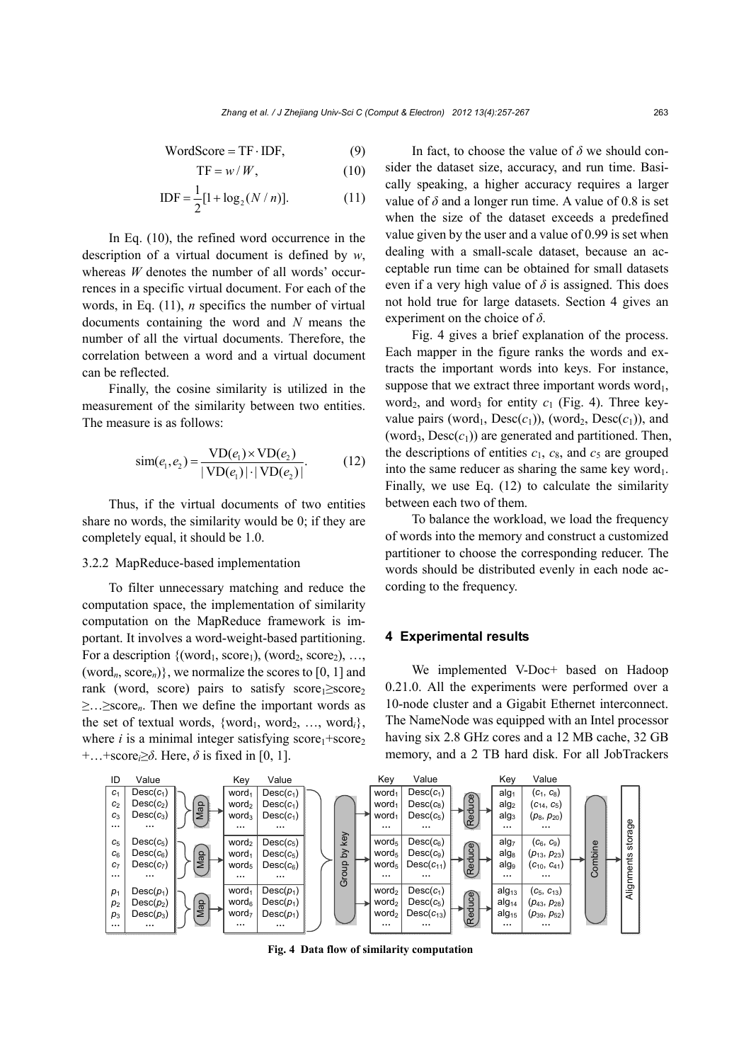$$\text{WordScore} = \text{TF} \cdot \text{IDF}, \tag{9}$$

$$\text{TF} = w / W, \tag{10}$$

$$\text{IDF} = \frac{1}{2}[1 + \log_2(N/n)]. \tag{11}$$

In Eq. (10), the refined word occurrence in the description of a virtual document is defined by $w$, whereas $W$ denotes the number of all words' occurrences in a specific virtual document. For each of the words, in Eq. (11), $n$ specifics the number of virtual documents containing the word and $N$ means the number of all the virtual documents. Therefore, the correlation between a word and a virtual document can be reflected.

Finally, the cosine similarity is utilized in the measurement of the similarity between two entities. The measure is as follows:

$$\text{sim}(e_1, e_2) = \frac{\text{VD}(e_1) \times \text{VD}(e_2)}{|\text{VD}(e_1)| \cdot |\text{VD}(e_2)|}. \tag{12}$$

Thus, if the virtual documents of two entities share no words, the similarity would be 0; if they are completely equal, it should be 1.0.

### 3.2.2 MapReduce-based implementation

To filter unnecessary matching and reduce the computation space, the implementation of similarity computation on the MapReduce framework is important. It involves a word-weight-based partitioning. For a description $\{(\text{word}_1, \text{score}_1), (\text{word}_2, \text{score}_2), \ldots, (\text{word}_n, \text{score}_n)\}$, we normalize the scores to [0, 1] and rank (word, score) pairs to satisfy $\text{score}_1 \geq \text{score}_2 \geq \ldots \geq \text{score}_n$. Then we define the important words as the set of textual words, $\{\text{word}_1, \text{word}_2, \ldots, \text{word}_i\}$, where $i$ is a minimal integer satisfying $\text{score}_1 + \text{score}_2 + \ldots + \text{score}_i \geq \delta$. Here, $\delta$ is fixed in [0, 1].

In fact, to choose the value of $\delta$ we should consider the dataset size, accuracy, and run time. Basically speaking, a higher accuracy requires a larger value of $\delta$ and a longer run time. A value of 0.8 is set when the size of the dataset exceeds a predefined value given by the user and a value of 0.99 is set when dealing with a small-scale dataset, because an acceptable run time can be obtained for small datasets even if a very high value of $\delta$ is assigned. This does not hold true for large datasets. Section 4 gives an experiment on the choice of $\delta$.

Fig. 4 gives a brief explanation of the process. Each mapper in the figure ranks the words and extracts the important words into keys. For instance, suppose that we extract three important words $\text{word}_1$, $\text{word}_2$, and $\text{word}_3$ for entity $c_1$ (Fig. 4). Three key-value pairs $(\text{word}_1, \text{Desc}(c_1))$, $(\text{word}_2, \text{Desc}(c_1))$, and $(\text{word}_3, \text{Desc}(c_1))$ are generated and partitioned. Then, the descriptions of entities $c_1$, $c_8$, and $c_5$ are grouped into the same reducer as sharing the same key $\text{word}_1$. Finally, we use Eq. (12) to calculate the similarity between each two of them.

To balance the workload, we load the frequency of words into the memory and construct a customized partitioner to choose the corresponding reducer. The words should be distributed evenly in each node according to the frequency.

## 4 Experimental results

We implemented V-Doc+ based on Hadoop 0.21.0. All the experiments were performed over a 10-node cluster and a Gigabit Ethernet interconnect. The NameNode was equipped with an Intel processor having six 2.8 GHz cores and a 12 MB cache, 32 GB memory, and a 2 TB hard disk. For all JobTrackers

**Fig. 4 Data flow of similarity computation**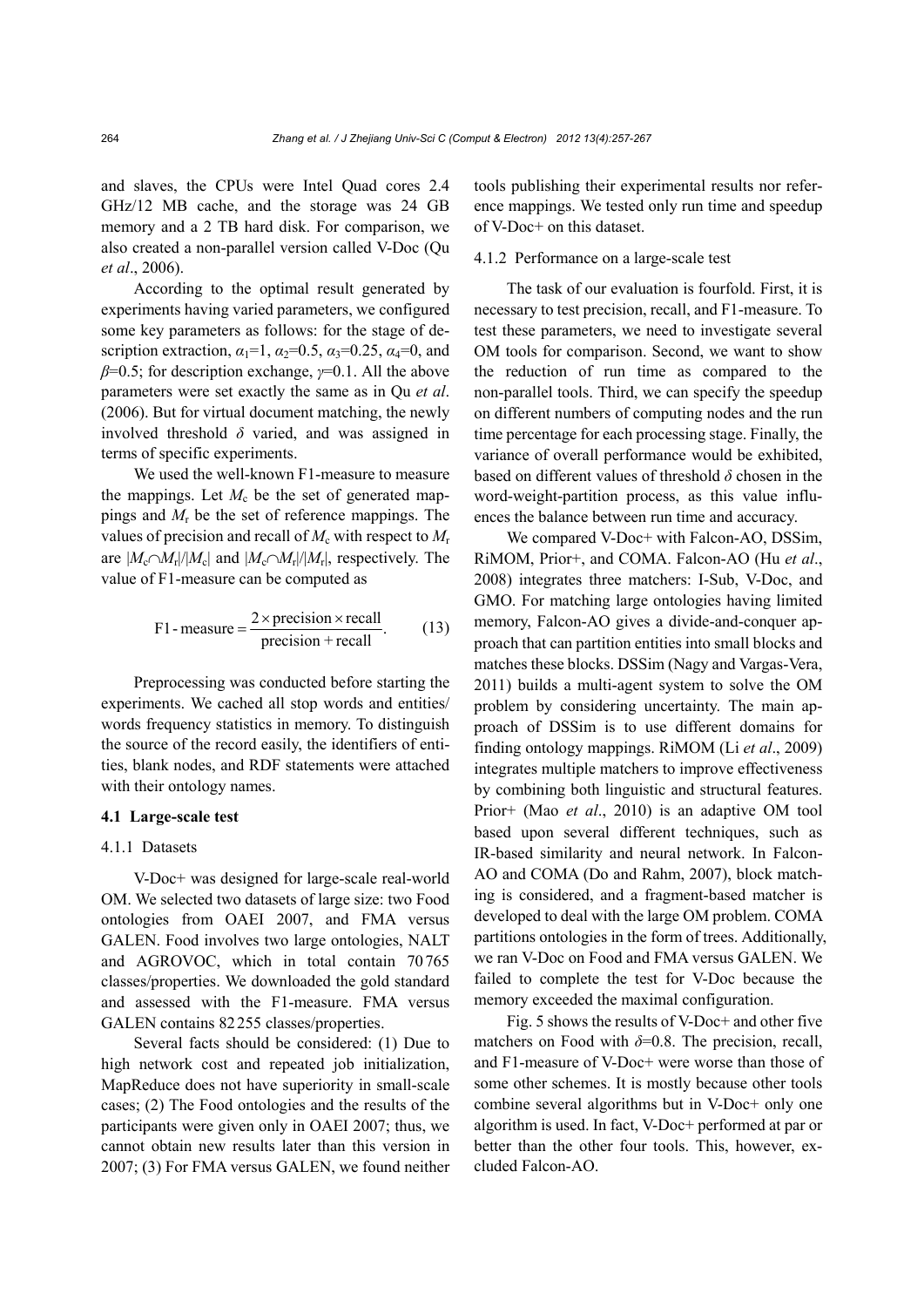and slaves, the CPUs were Intel Quad cores 2.4 GHz/12 MB cache, and the storage was 24 GB memory and a 2 TB hard disk. For comparison, we also created a non-parallel version called V-Doc (Qu *et al*., 2006).

According to the optimal result generated by experiments having varied parameters, we configured some key parameters as follows: for the stage of description extraction, $\alpha_1$=1, $\alpha_2$=0.5, $\alpha_3$=0.25, $\alpha_4$=0, and $\beta$=0.5; for description exchange, $\gamma$=0.1. All the above parameters were set exactly the same as in Qu *et al*. (2006). But for virtual document matching, the newly involved threshold $\delta$ varied, and was assigned in terms of specific experiments.

We used the well-known F1-measure to measure the mappings. Let $M_c$ be the set of generated mappings and $M_r$ be the set of reference mappings. The values of precision and recall of $M_c$ with respect to $M_r$ are $|M_c \cap M_r|/|M_c|$ and $|M_c \cap M_r|/|M_r|$, respectively. The value of F1-measure can be computed as

$$\text{F1-measure} = \frac{2 \times \text{precision} \times \text{recall}}{\text{precision} + \text{recall}}. \quad (13)$$

Preprocessing was conducted before starting the experiments. We cached all stop words and entities/words frequency statistics in memory. To distinguish the source of the record easily, the identifiers of entities, blank nodes, and RDF statements were attached with their ontology names.

### 4.1 Large-scale test

#### 4.1.1 Datasets

V-Doc+ was designed for large-scale real-world OM. We selected two datasets of large size: two Food ontologies from OAEI 2007, and FMA versus GALEN. Food involves two large ontologies, NALT and AGROVOC, which in total contain 70 765 classes/properties. We downloaded the gold standard and assessed with the F1-measure. FMA versus GALEN contains 82 255 classes/properties.

Several facts should be considered: (1) Due to high network cost and repeated job initialization, MapReduce does not have superiority in small-scale cases; (2) The Food ontologies and the results of the participants were given only in OAEI 2007; thus, we cannot obtain new results later than this version in 2007; (3) For FMA versus GALEN, we found neither tools publishing their experimental results nor reference mappings. We tested only run time and speedup of V-Doc+ on this dataset.

#### 4.1.2 Performance on a large-scale test

The task of our evaluation is fourfold. First, it is necessary to test precision, recall, and F1-measure. To test these parameters, we need to investigate several OM tools for comparison. Second, we want to show the reduction of run time as compared to the non-parallel tools. Third, we can specify the speedup on different numbers of computing nodes and the run time percentage for each processing stage. Finally, the variance of overall performance would be exhibited, based on different values of threshold $\delta$ chosen in the word-weight-partition process, as this value influences the balance between run time and accuracy.

We compared V-Doc+ with Falcon-AO, DSSim, RiMOM, Prior+, and COMA. Falcon-AO (Hu *et al*., 2008) integrates three matchers: I-Sub, V-Doc, and GMO. For matching large ontologies having limited memory, Falcon-AO gives a divide-and-conquer approach that can partition entities into small blocks and matches these blocks. DSSim (Nagy and Vargas-Vera, 2011) builds a multi-agent system to solve the OM problem by considering uncertainty. The main approach of DSSim is to use different domains for finding ontology mappings. RiMOM (Li *et al*., 2009) integrates multiple matchers to improve effectiveness by combining both linguistic and structural features. Prior+ (Mao *et al*., 2010) is an adaptive OM tool based upon several different techniques, such as IR-based similarity and neural network. In Falcon-AO and COMA (Do and Rahm, 2007), block matching is considered, and a fragment-based matcher is developed to deal with the large OM problem. COMA partitions ontologies in the form of trees. Additionally, we ran V-Doc on Food and FMA versus GALEN. We failed to complete the test for V-Doc because the memory exceeded the maximal configuration.

Fig. 5 shows the results of V-Doc+ and other five matchers on Food with $\delta$=0.8. The precision, recall, and F1-measure of V-Doc+ were worse than those of some other schemes. It is mostly because other tools combine several algorithms but in V-Doc+ only one algorithm is used. In fact, V-Doc+ performed at par or better than the other four tools. This, however, excluded Falcon-AO.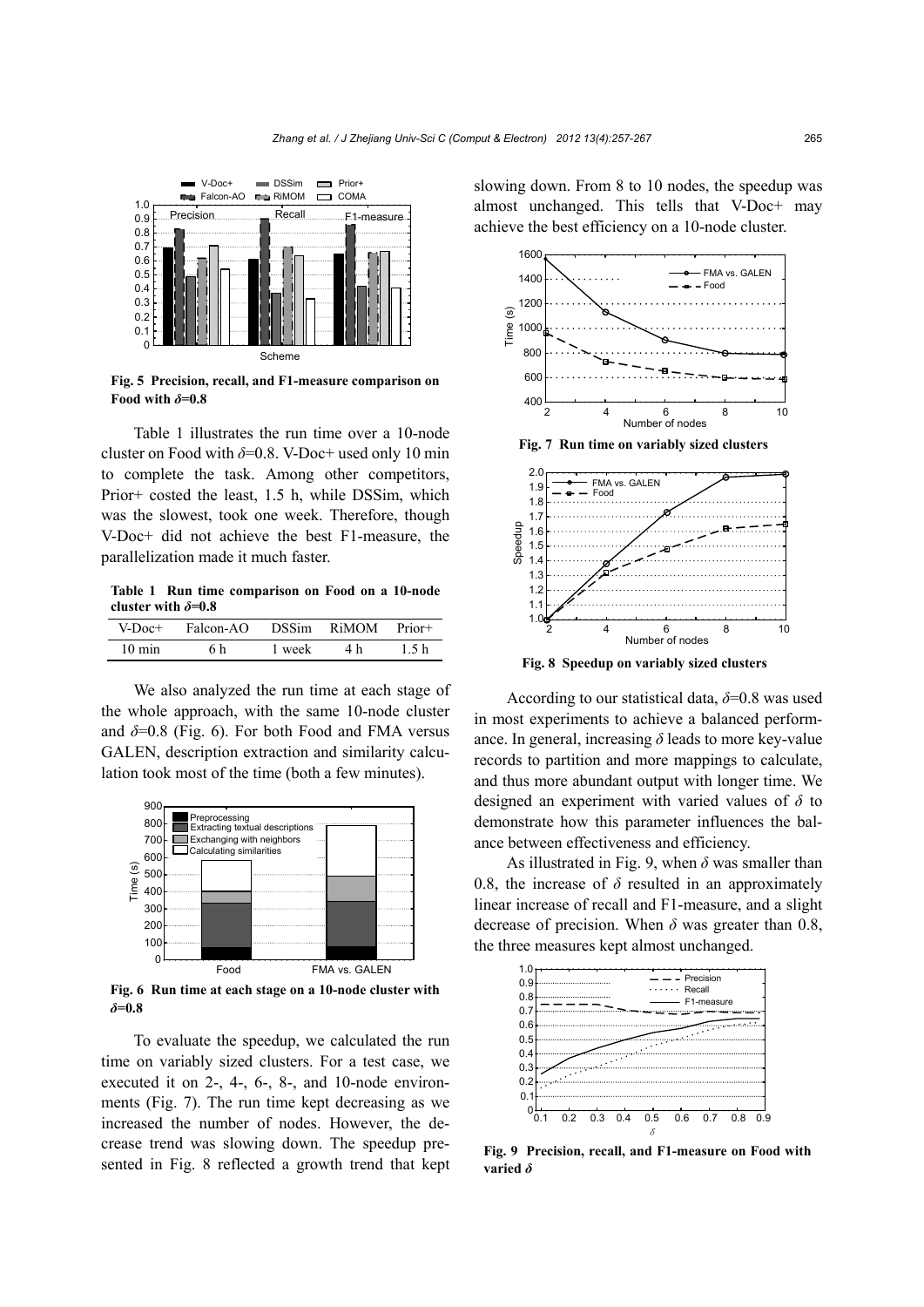Fig. 5 Precision, recall, and F1-measure comparison on Food with $\delta$=0.8

Table 1 illustrates the run time over a 10-node cluster on Food with $\delta$=0.8. V-Doc+ used only 10 min to complete the task. Among other competitors, Prior+ costed the least, 1.5 h, while DSSim, which was the slowest, took one week. Therefore, though V-Doc+ did not achieve the best F1-measure, the parallelization made it much faster.

**Table 1 Run time comparison on Food on a 10-node cluster with $\delta$=0.8**

| V-Doc+ | Falcon-AO | DSSim | RiMOM | Prior+ |
|---|---|---|---|---|
| 10 min | 6 h | 1 week | 4 h | 1.5 h |

We also analyzed the run time at each stage of the whole approach, with the same 10-node cluster and $\delta$=0.8 (Fig. 6). For both Food and FMA versus GALEN, description extraction and similarity calculation took most of the time (both a few minutes).

Fig. 6 Run time at each stage on a 10-node cluster with $\delta$=0.8

To evaluate the speedup, we calculated the run time on variably sized clusters. For a test case, we executed it on 2-, 4-, 6-, 8-, and 10-node environments (Fig. 7). The run time kept decreasing as we increased the number of nodes. However, the decrease trend was slowing down. The speedup presented in Fig. 8 reflected a growth trend that kept slowing down. From 8 to 10 nodes, the speedup was almost unchanged. This tells that V-Doc+ may achieve the best efficiency on a 10-node cluster.

Fig. 7 Run time on variably sized clusters

Fig. 8 Speedup on variably sized clusters

According to our statistical data, $\delta$=0.8 was used in most experiments to achieve a balanced performance. In general, increasing $\delta$ leads to more key-value records to partition and more mappings to calculate, and thus more abundant output with longer time. We designed an experiment with varied values of $\delta$ to demonstrate how this parameter influences the balance between effectiveness and efficiency.

As illustrated in Fig. 9, when $\delta$ was smaller than 0.8, the increase of $\delta$ resulted in an approximately linear increase of recall and F1-measure, and a slight decrease of precision. When $\delta$ was greater than 0.8, the three measures kept almost unchanged.

Fig. 9 Precision, recall, and F1-measure on Food with varied $\delta$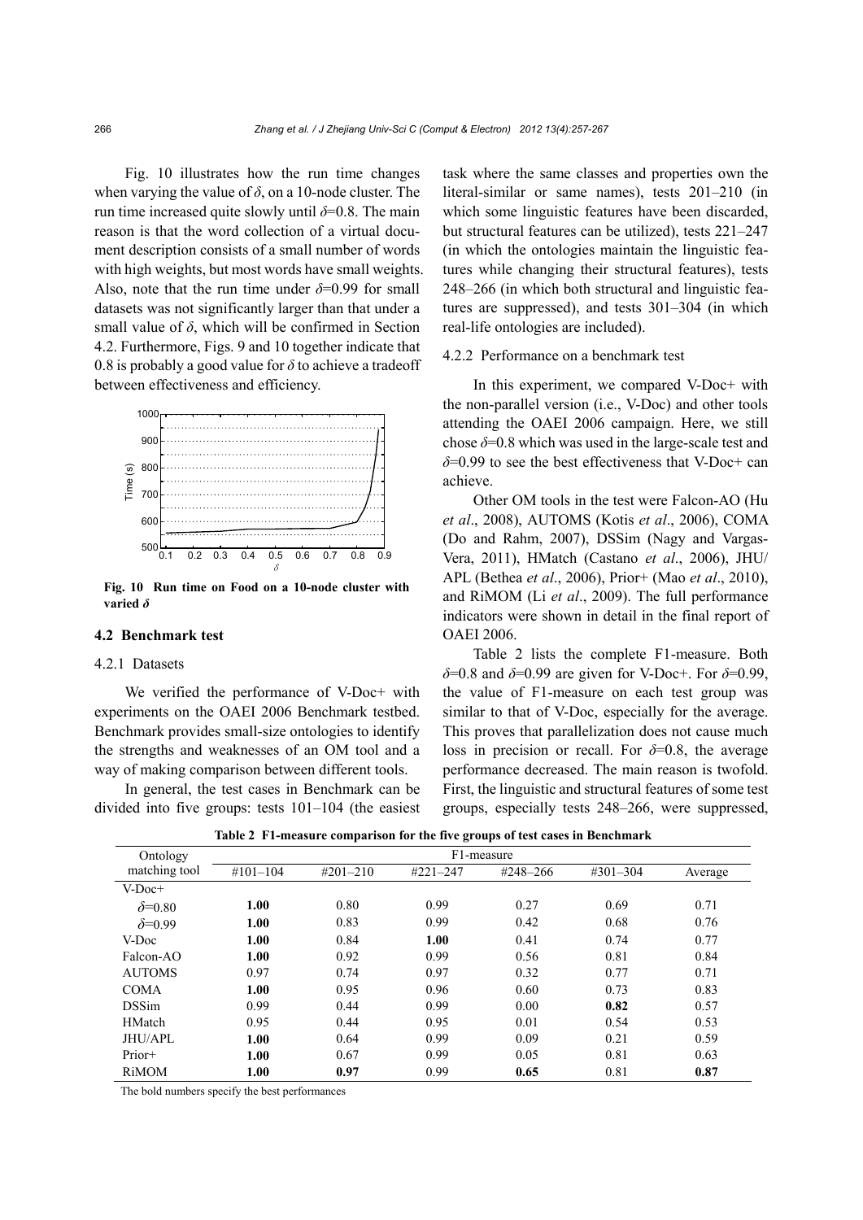Fig. 10 illustrates how the run time changes when varying the value of $\delta$, on a 10-node cluster. The run time increased quite slowly until $\delta$=0.8. The main reason is that the word collection of a virtual document description consists of a small number of words with high weights, but most words have small weights. Also, note that the run time under $\delta$=0.99 for small datasets was not significantly larger than that under a small value of $\delta$, which will be confirmed in Section 4.2. Furthermore, Figs. 9 and 10 together indicate that 0.8 is probably a good value for $\delta$ to achieve a tradeoff between effectiveness and efficiency.

**Fig. 10 Run time on Food on a 10-node cluster with varied $\delta$**

### 4.2 Benchmark test

#### 4.2.1 Datasets

We verified the performance of V-Doc+ with experiments on the OAEI 2006 Benchmark testbed. Benchmark provides small-size ontologies to identify the strengths and weaknesses of an OM tool and a way of making comparison between different tools.

In general, the test cases in Benchmark can be divided into five groups: tests 101–104 (the easiest task where the same classes and properties own the literal-similar or same names), tests 201–210 (in which some linguistic features have been discarded, but structural features can be utilized), tests 221–247 (in which the ontologies maintain the linguistic features while changing their structural features), tests 248–266 (in which both structural and linguistic features are suppressed), and tests 301–304 (in which real-life ontologies are included).

#### 4.2.2 Performance on a benchmark test

In this experiment, we compared V-Doc+ with the non-parallel version (i.e., V-Doc) and other tools attending the OAEI 2006 campaign. Here, we still chose $\delta$=0.8 which was used in the large-scale test and $\delta$=0.99 to see the best effectiveness that V-Doc+ can achieve.

Other OM tools in the test were Falcon-AO (Hu *et al*., 2008), AUTOMS (Kotis *et al*., 2006), COMA (Do and Rahm, 2007), DSSim (Nagy and Vargas-Vera, 2011), HMatch (Castano *et al*., 2006), JHU/APL (Bethea *et al*., 2006), Prior+ (Mao *et al*., 2010), and RiMOM (Li *et al*., 2009). The full performance indicators were shown in detail in the final report of OAEI 2006.

Table 2 lists the complete F1-measure. Both $\delta$=0.8 and $\delta$=0.99 are given for V-Doc+. For $\delta$=0.99, the value of F1-measure on each test group was similar to that of V-Doc, especially for the average. This proves that parallelization does not cause much loss in precision or recall. For $\delta$=0.8, the average performance decreased. The main reason is twofold. First, the linguistic and structural features of some test groups, especially tests 248–266, were suppressed,

**Table 2 F1-measure comparison for the five groups of test cases in Benchmark**

| Ontology matching tool | F1-measure | | | | | |
|---|---|---|---|---|---|---|
| | #101–104 | #201–210 | #221–247 | #248–266 | #301–304 | Average |
| V-Doc+ | | | | | | |
| $\delta$=0.80 | **1.00** | 0.80 | 0.99 | 0.27 | 0.69 | 0.71 |
| $\delta$=0.99 | **1.00** | 0.83 | 0.99 | 0.42 | 0.68 | 0.76 |
| V-Doc | **1.00** | 0.84 | **1.00** | 0.41 | 0.74 | 0.77 |
| Falcon-AO | **1.00** | 0.92 | 0.99 | 0.56 | 0.81 | 0.84 |
| AUTOMS | 0.97 | 0.74 | 0.97 | 0.32 | 0.77 | 0.71 |
| COMA | **1.00** | 0.95 | 0.96 | 0.60 | 0.73 | 0.83 |
| DSSim | 0.99 | 0.44 | 0.99 | 0.00 | **0.82** | 0.57 |
| HMatch | 0.95 | 0.44 | 0.95 | 0.01 | 0.54 | 0.53 |
| JHU/APL | **1.00** | 0.64 | 0.99 | 0.09 | 0.21 | 0.59 |
| Prior+ | **1.00** | 0.67 | 0.99 | 0.05 | 0.81 | 0.63 |
| RiMOM | **1.00** | **0.97** | 0.99 | **0.65** | 0.81 | **0.87** |

The bold numbers specify the best performances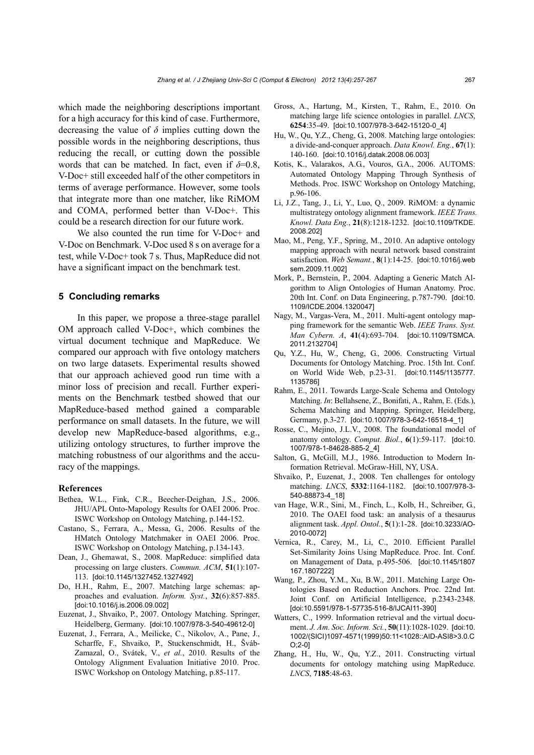which made the neighboring descriptions important for a high accuracy for this kind of case. Furthermore, decreasing the value of $\delta$ implies cutting down the possible words in the neighboring descriptions, thus reducing the recall, or cutting down the possible words that can be matched. In fact, even if $\delta$=0.8, V-Doc+ still exceeded half of the other competitors in terms of average performance. However, some tools that integrate more than one matcher, like RiMOM and COMA, performed better than V-Doc+. This could be a research direction for our future work.

We also counted the run time for V-Doc+ and V-Doc on Benchmark. V-Doc used 8 s on average for a test, while V-Doc+ took 7 s. Thus, MapReduce did not have a significant impact on the benchmark test.

## 5 Concluding remarks

In this paper, we propose a three-stage parallel OM approach called V-Doc+, which combines the virtual document technique and MapReduce. We compared our approach with five ontology matchers on two large datasets. Experimental results showed that our approach achieved good run time with a minor loss of precision and recall. Further experiments on the Benchmark testbed showed that our MapReduce-based method gained a comparable performance on small datasets. In the future, we will develop new MapReduce-based algorithms, e.g., utilizing ontology structures, to further improve the matching robustness of our algorithms and the accuracy of the mappings.

### References

Bethea, W.L., Fink, C.R., Beecher-Deighan, J.S., 2006. JHU/APL Onto-Mapology Results for OAEI 2006. Proc. ISWC Workshop on Ontology Matching, p.144-152.

Castano, S., Ferrara, A., Messa, G., 2006. Results of the HMatch Ontology Matchmaker in OAEI 2006. Proc. ISWC Workshop on Ontology Matching, p.134-143.

Dean, J., Ghemawat, S., 2008. MapReduce: simplified data processing on large clusters. *Commun. ACM*, **51**(1):107-113. [doi:10.1145/1327452.1327492]

Do, H.H., Rahm, E., 2007. Matching large schemas: approaches and evaluation. *Inform. Syst.*, **32**(6):857-885. [doi:10.1016/j.is.2006.09.002]

Euzenat, J., Shvaiko, P., 2007. Ontology Matching. Springer, Heidelberg, Germany. [doi:10.1007/978-3-540-49612-0]

Euzenat, J., Ferrara, A., Meilicke, C., Nikolov, A., Pane, J., Scharffe, F., Shvaiko, P., Stuckenschmidt, H., Šváb-Zamazal, O., Svátek, V., *et al.*, 2010. Results of the Ontology Alignment Evaluation Initiative 2010. Proc. ISWC Workshop on Ontology Matching, p.85-117.

Gross, A., Hartung, M., Kirsten, T., Rahm, E., 2010. On matching large life science ontologies in parallel. *LNCS*, **6254**:35-49. [doi:10.1007/978-3-642-15120-0_4]

Hu, W., Qu, Y.Z., Cheng, G., 2008. Matching large ontologies: a divide-and-conquer approach. *Data Knowl. Eng.*, **67**(1): 140-160. [doi:10.1016/j.datak.2008.06.003]

Kotis, K., Valarakos, A.G., Vouros, G.A., 2006. AUTOMS: Automated Ontology Mapping Through Synthesis of Methods. Proc. ISWC Workshop on Ontology Matching, p.96-106.

Li, J.Z., Tang, J., Li, Y., Luo, Q., 2009. RiMOM: a dynamic multistrategy ontology alignment framework. *IEEE Trans. Knowl. Data Eng.*, **21**(8):1218-1232. [doi:10.1109/TKDE.2008.202]

Mao, M., Peng, Y.F., Spring, M., 2010. An adaptive ontology mapping approach with neural network based constraint satisfaction. *Web Semant.*, **8**(1):14-25. [doi:10.1016/j.websem.2009.11.002]

Mork, P., Bernstein, P., 2004. Adapting a Generic Match Algorithm to Align Ontologies of Human Anatomy. Proc. 20th Int. Conf. on Data Engineering, p.787-790. [doi:10.1109/ICDE.2004.1320047]

Nagy, M., Vargas-Vera, M., 2011. Multi-agent ontology mapping framework for the semantic Web. *IEEE Trans. Syst. Man Cybern. A*, **41**(4):693-704. [doi:10.1109/TSMCA.2011.2132704]

Qu, Y.Z., Hu, W., Cheng, G., 2006. Constructing Virtual Documents for Ontology Matching. Proc. 15th Int. Conf. on World Wide Web, p.23-31. [doi:10.1145/1135777.1135786]

Rahm, E., 2011. Towards Large-Scale Schema and Ontology Matching. *In*: Bellahsene, Z., Bonifati, A., Rahm, E. (Eds.), Schema Matching and Mapping. Springer, Heidelberg, Germany, p.3-27. [doi:10.1007/978-3-642-16518-4_1]

Rosse, C., Mejino, J.L.V., 2008. The foundational model of anatomy ontology. *Comput. Biol.*, **6**(1):59-117. [doi:10.1007/978-1-84628-885-2_4]

Salton, G., McGill, M.J., 1986. Introduction to Modern Information Retrieval. McGraw-Hill, NY, USA.

Shvaiko, P., Euzenat, J., 2008. Ten challenges for ontology matching. *LNCS*, **5332**:1164-1182. [doi:10.1007/978-3-540-88873-4_18]

van Hage, W.R., Sini, M., Finch, L., Kolb, H., Schreiber, G., 2010. The OAEI food task: an analysis of a thesaurus alignment task. *Appl. Ontol.*, **5**(1):1-28. [doi:10.3233/AO-2010-0072]

Vernica, R., Carey, M., Li, C., 2010. Efficient Parallel Set-Similarity Joins Using MapReduce. Proc. Int. Conf. on Management of Data, p.495-506. [doi:10.1145/1807167.1807222]

Wang, P., Zhou, Y.M., Xu, B.W., 2011. Matching Large Ontologies Based on Reduction Anchors. Proc. 22nd Int. Joint Conf. on Artificial Intelligence, p.2343-2348. [doi:10.5591/978-1-57735-516-8/IJCAI11-390]

Watters, C., 1999. Information retrieval and the virtual document. *J. Am. Soc. Inform. Sci.*, **50**(11):1028-1029. [doi:10.1002/(SICI)1097-4571(1999)50:11<1028::AID-ASI8>3.0.CO;2-0]

Zhang, H., Hu, W., Qu, Y.Z., 2011. Constructing virtual documents for ontology matching using MapReduce. *LNCS*, **7185**:48-63.